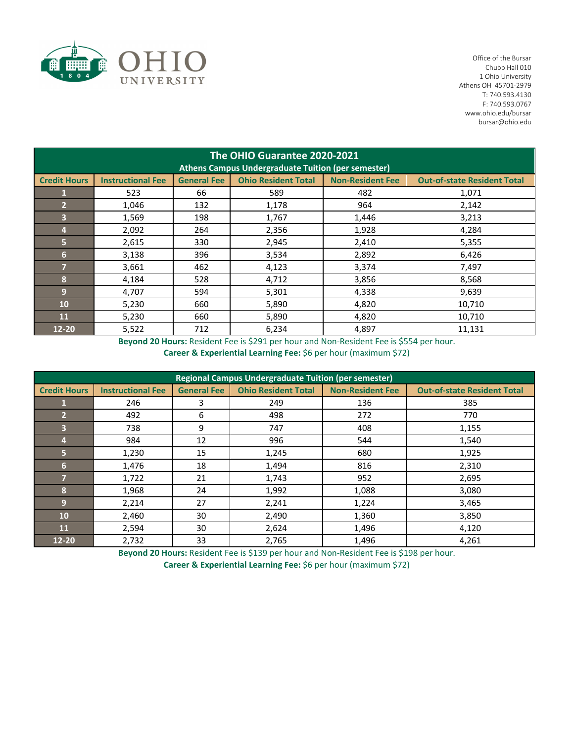OHIO UNIVERSITY

Office of the Bursar
Chubb Hall 010
1 Ohio University
Athens OH 45701-2979
T: 740.593.4130
F: 740.593.0767
www.ohio.edu/bursar
bursar@ohio.edu

## The OHIO Guarantee 2020-2021

### Athens Campus Undergraduate Tuition (per semester)

| Credit Hours | Instructional Fee | General Fee | Ohio Resident Total | Non-Resident Fee | Out-of-state Resident Total |
|---|---|---|---|---|---|
| 1 | 523 | 66 | 589 | 482 | 1,071 |
| 2 | 1,046 | 132 | 1,178 | 964 | 2,142 |
| 3 | 1,569 | 198 | 1,767 | 1,446 | 3,213 |
| 4 | 2,092 | 264 | 2,356 | 1,928 | 4,284 |
| 5 | 2,615 | 330 | 2,945 | 2,410 | 5,355 |
| 6 | 3,138 | 396 | 3,534 | 2,892 | 6,426 |
| 7 | 3,661 | 462 | 4,123 | 3,374 | 7,497 |
| 8 | 4,184 | 528 | 4,712 | 3,856 | 8,568 |
| 9 | 4,707 | 594 | 5,301 | 4,338 | 9,639 |
| 10 | 5,230 | 660 | 5,890 | 4,820 | 10,710 |
| 11 | 5,230 | 660 | 5,890 | 4,820 | 10,710 |
| 12-20 | 5,522 | 712 | 6,234 | 4,897 | 11,131 |

**Beyond 20 Hours:** Resident Fee is $291 per hour and Non-Resident Fee is $554 per hour.
**Career & Experiential Learning Fee:** $6 per hour (maximum $72)

### Regional Campus Undergraduate Tuition (per semester)

| Credit Hours | Instructional Fee | General Fee | Ohio Resident Total | Non-Resident Fee | Out-of-state Resident Total |
|---|---|---|---|---|---|
| 1 | 246 | 3 | 249 | 136 | 385 |
| 2 | 492 | 6 | 498 | 272 | 770 |
| 3 | 738 | 9 | 747 | 408 | 1,155 |
| 4 | 984 | 12 | 996 | 544 | 1,540 |
| 5 | 1,230 | 15 | 1,245 | 680 | 1,925 |
| 6 | 1,476 | 18 | 1,494 | 816 | 2,310 |
| 7 | 1,722 | 21 | 1,743 | 952 | 2,695 |
| 8 | 1,968 | 24 | 1,992 | 1,088 | 3,080 |
| 9 | 2,214 | 27 | 2,241 | 1,224 | 3,465 |
| 10 | 2,460 | 30 | 2,490 | 1,360 | 3,850 |
| 11 | 2,594 | 30 | 2,624 | 1,496 | 4,120 |
| 12-20 | 2,732 | 33 | 2,765 | 1,496 | 4,261 |

**Beyond 20 Hours:** Resident Fee is $139 per hour and Non-Resident Fee is $198 per hour.
**Career & Experiential Learning Fee:** $6 per hour (maximum $72)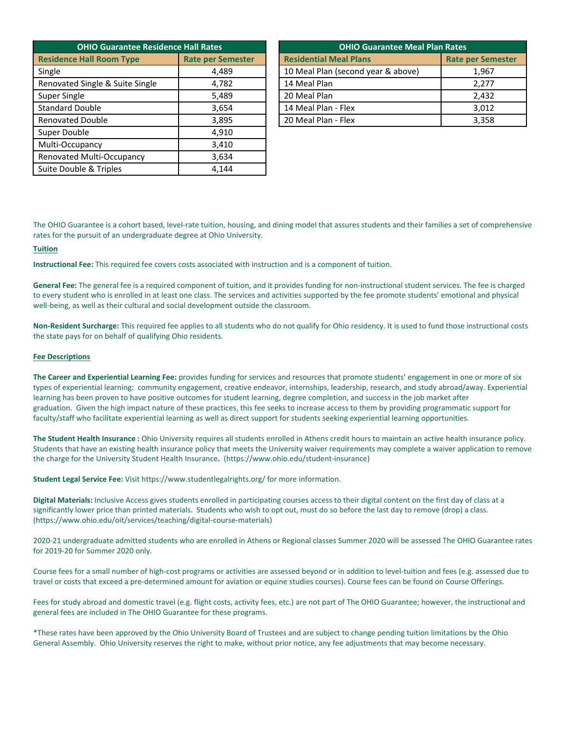| OHIO Guarantee Residence Hall Rates | |
|---|---|
| **Residence Hall Room Type** | **Rate per Semester** |
| Single | 4,489 |
| Renovated Single & Suite Single | 4,782 |
| Super Single | 5,489 |
| Standard Double | 3,654 |
| Renovated Double | 3,895 |
| Super Double | 4,910 |
| Multi-Occupancy | 3,410 |
| Renovated Multi-Occupancy | 3,634 |
| Suite Double & Triples | 4,144 |

| OHIO Guarantee Meal Plan Rates | |
|---|---|
| **Residential Meal Plans** | **Rate per Semester** |
| 10 Meal Plan (second year & above) | 1,967 |
| 14 Meal Plan | 2,277 |
| 20 Meal Plan | 2,432 |
| 14 Meal Plan - Flex | 3,012 |
| 20 Meal Plan - Flex | 3,358 |

The OHIO Guarantee is a cohort based, level-rate tuition, housing, and dining model that assures students and their families a set of comprehensive rates for the pursuit of an undergraduate degree at Ohio University.

**Tuition**

**Instructional Fee:** This required fee covers costs associated with instruction and is a component of tuition.

**General Fee:** The general fee is a required component of tuition, and it provides funding for non-instructional student services. The fee is charged to every student who is enrolled in at least one class. The services and activities supported by the fee promote students' emotional and physical well-being, as well as their cultural and social development outside the classroom.

**Non-Resident Surcharge:** This required fee applies to all students who do not qualify for Ohio residency. It is used to fund those instructional costs the state pays for on behalf of qualifying Ohio residents.

**Fee Descriptions**

**The Career and Experiential Learning Fee:** provides funding for services and resources that promote students' engagement in one or more of six types of experiential learning: community engagement, creative endeavor, internships, leadership, research, and study abroad/away. Experiential learning has been proven to have positive outcomes for student learning, degree completion, and success in the job market after graduation. Given the high impact nature of these practices, this fee seeks to increase access to them by providing programmatic support for faculty/staff who facilitate experiential learning as well as direct support for students seeking experiential learning opportunities.

**The Student Health Insurance :** Ohio University requires all students enrolled in Athens credit hours to maintain an active health insurance policy. Students that have an existing health insurance policy that meets the University waiver requirements may complete a waiver application to remove the charge for the University Student Health Insurance**.** (https://www.ohio.edu/student-insurance)

**Student Legal Service Fee:** Visit https://www.studentlegalrights.org/ for more information.

**Digital Materials:** Inclusive Access gives students enrolled in participating courses access to their digital content on the first day of class at a significantly lower price than printed materials. Students who wish to opt out, must do so before the last day to remove (drop) a class. (https://www.ohio.edu/oit/services/teaching/digital-course-materials)

2020-21 undergraduate admitted students who are enrolled in Athens or Regional classes Summer 2020 will be assessed The OHIO Guarantee rates for 2019-20 for Summer 2020 only.

Course fees for a small number of high-cost programs or activities are assessed beyond or in addition to level-tuition and fees (e.g. assessed due to travel or costs that exceed a pre-determined amount for aviation or equine studies courses). Course fees can be found on Course Offerings.

Fees for study abroad and domestic travel (e.g. flight costs, activity fees, etc.) are not part of The OHIO Guarantee; however, the instructional and general fees are included in The OHIO Guarantee for these programs.

*These rates have been approved by the Ohio University Board of Trustees and are subject to change pending tuition limitations by the Ohio General Assembly. Ohio University reserves the right to make, without prior notice, any fee adjustments that may become necessary.